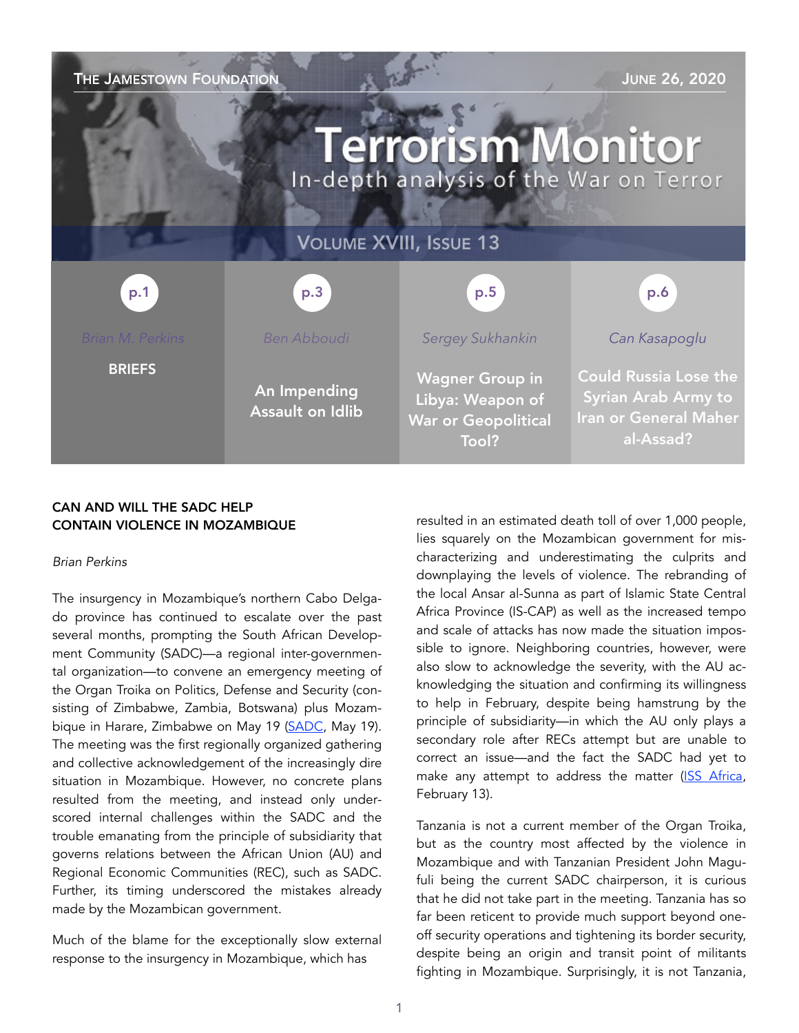THE JAMESTOWN FOUNDATION — JUNE 26, 2020

# Terrorism Monitor

In-depth analysis of the War on Terror

VOLUME XVIII, ISSUE 13

| p.1 | p.3 | p.5 | p.6 |
|---|---|---|---|
| *Brian M. Perkins* | *Ben Abboudi* | *Sergey Sukhankin* | *Can Kasapoglu* |
| **BRIEFS** | An Impending Assault on Idlib | Wagner Group in Libya: Weapon of War or Geopolitical Tool? | Could Russia Lose the Syrian Arab Army to Iran or General Maher al-Assad? |

## CAN AND WILL THE SADC HELP CONTAIN VIOLENCE IN MOZAMBIQUE

*Brian Perkins*

The insurgency in Mozambique's northern Cabo Delgado province has continued to escalate over the past several months, prompting the South African Development Community (SADC)—a regional inter-governmental organization—to convene an emergency meeting of the Organ Troika on Politics, Defense and Security (consisting of Zimbabwe, Zambia, Botswana) plus Mozambique in Harare, Zimbabwe on May 19 (SADC, May 19). The meeting was the first regionally organized gathering and collective acknowledgement of the increasingly dire situation in Mozambique. However, no concrete plans resulted from the meeting, and instead only underscored internal challenges within the SADC and the trouble emanating from the principle of subsidiarity that governs relations between the African Union (AU) and Regional Economic Communities (REC), such as SADC. Further, its timing underscored the mistakes already made by the Mozambican government.

Much of the blame for the exceptionally slow external response to the insurgency in Mozambique, which has resulted in an estimated death toll of over 1,000 people, lies squarely on the Mozambican government for mischaracterizing and underestimating the culprits and downplaying the levels of violence. The rebranding of the local Ansar al-Sunna as part of Islamic State Central Africa Province (IS-CAP) as well as the increased tempo and scale of attacks has now made the situation impossible to ignore. Neighboring countries, however, were also slow to acknowledge the severity, with the AU acknowledging the situation and confirming its willingness to help in February, despite being hamstrung by the principle of subsidiarity—in which the AU only plays a secondary role after RECs attempt but are unable to correct an issue—and the fact the SADC had yet to make any attempt to address the matter (ISS Africa, February 13).

Tanzania is not a current member of the Organ Troika, but as the country most affected by the violence in Mozambique and with Tanzanian President John Magufuli being the current SADC chairperson, it is curious that he did not take part in the meeting. Tanzania has so far been reticent to provide much support beyond one-off security operations and tightening its border security, despite being an origin and transit point of militants fighting in Mozambique. Surprisingly, it is not Tanzania,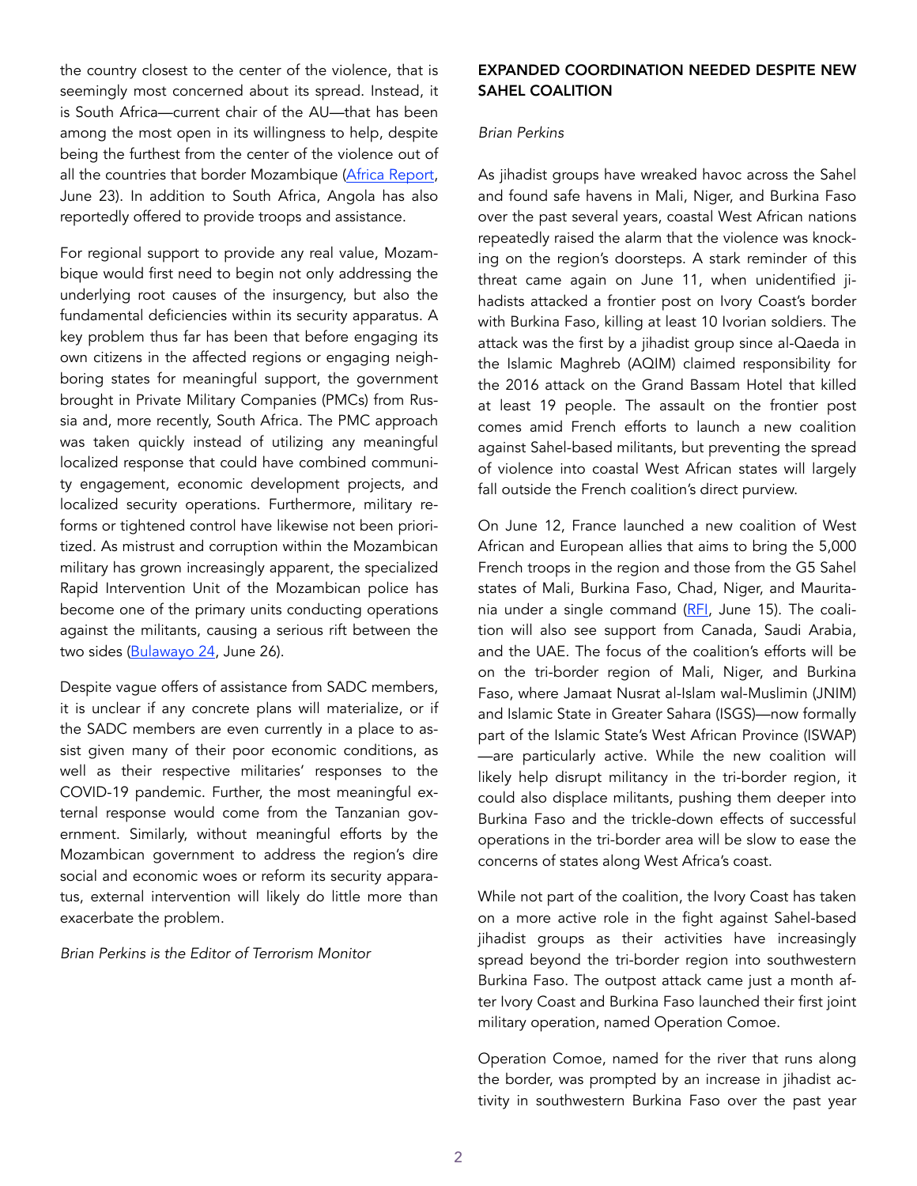the country closest to the center of the violence, that is seemingly most concerned about its spread. Instead, it is South Africa—current chair of the AU—that has been among the most open in its willingness to help, despite being the furthest from the center of the violence out of all the countries that border Mozambique (Africa Report, June 23). In addition to South Africa, Angola has also reportedly offered to provide troops and assistance.

For regional support to provide any real value, Mozambique would first need to begin not only addressing the underlying root causes of the insurgency, but also the fundamental deficiencies within its security apparatus. A key problem thus far has been that before engaging its own citizens in the affected regions or engaging neighboring states for meaningful support, the government brought in Private Military Companies (PMCs) from Russia and, more recently, South Africa. The PMC approach was taken quickly instead of utilizing any meaningful localized response that could have combined community engagement, economic development projects, and localized security operations. Furthermore, military reforms or tightened control have likewise not been prioritized. As mistrust and corruption within the Mozambican military has grown increasingly apparent, the specialized Rapid Intervention Unit of the Mozambican police has become one of the primary units conducting operations against the militants, causing a serious rift between the two sides (Bulawayo 24, June 26).

Despite vague offers of assistance from SADC members, it is unclear if any concrete plans will materialize, or if the SADC members are even currently in a place to assist given many of their poor economic conditions, as well as their respective militaries' responses to the COVID-19 pandemic. Further, the most meaningful external response would come from the Tanzanian government. Similarly, without meaningful efforts by the Mozambican government to address the region's dire social and economic woes or reform its security apparatus, external intervention will likely do little more than exacerbate the problem.

*Brian Perkins is the Editor of Terrorism Monitor*

## EXPANDED COORDINATION NEEDED DESPITE NEW SAHEL COALITION

*Brian Perkins*

As jihadist groups have wreaked havoc across the Sahel and found safe havens in Mali, Niger, and Burkina Faso over the past several years, coastal West African nations repeatedly raised the alarm that the violence was knocking on the region's doorsteps. A stark reminder of this threat came again on June 11, when unidentified jihadists attacked a frontier post on Ivory Coast's border with Burkina Faso, killing at least 10 Ivorian soldiers. The attack was the first by a jihadist group since al-Qaeda in the Islamic Maghreb (AQIM) claimed responsibility for the 2016 attack on the Grand Bassam Hotel that killed at least 19 people. The assault on the frontier post comes amid French efforts to launch a new coalition against Sahel-based militants, but preventing the spread of violence into coastal West African states will largely fall outside the French coalition's direct purview.

On June 12, France launched a new coalition of West African and European allies that aims to bring the 5,000 French troops in the region and those from the G5 Sahel states of Mali, Burkina Faso, Chad, Niger, and Mauritania under a single command (RFI, June 15). The coalition will also see support from Canada, Saudi Arabia, and the UAE. The focus of the coalition's efforts will be on the tri-border region of Mali, Niger, and Burkina Faso, where Jamaat Nusrat al-Islam wal-Muslimin (JNIM) and Islamic State in Greater Sahara (ISGS)—now formally part of the Islamic State's West African Province (ISWAP)—are particularly active. While the new coalition will likely help disrupt militancy in the tri-border region, it could also displace militants, pushing them deeper into Burkina Faso and the trickle-down effects of successful operations in the tri-border area will be slow to ease the concerns of states along West Africa's coast.

While not part of the coalition, the Ivory Coast has taken on a more active role in the fight against Sahel-based jihadist groups as their activities have increasingly spread beyond the tri-border region into southwestern Burkina Faso. The outpost attack came just a month after Ivory Coast and Burkina Faso launched their first joint military operation, named Operation Comoe.

Operation Comoe, named for the river that runs along the border, was prompted by an increase in jihadist activity in southwestern Burkina Faso over the past year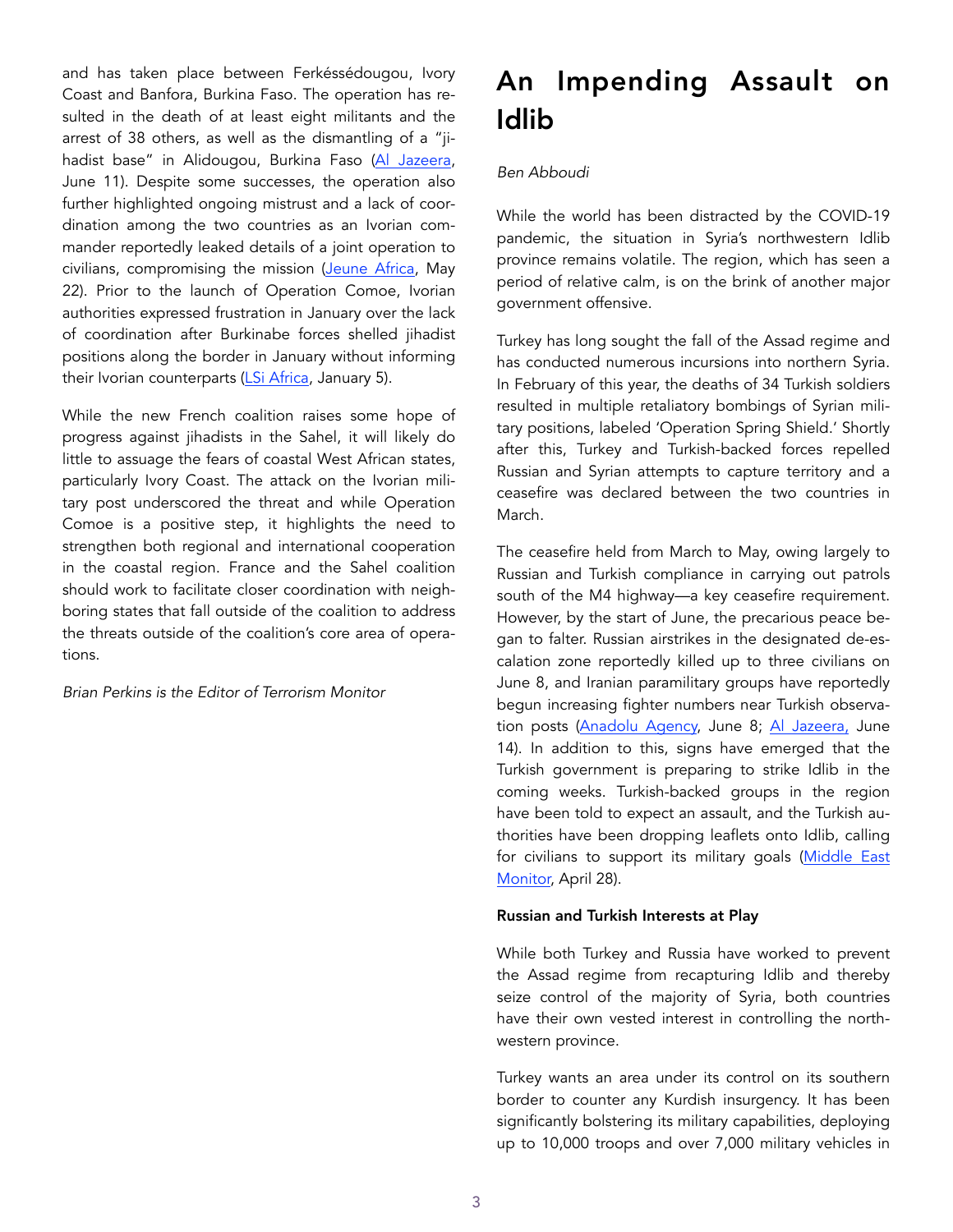and has taken place between Ferkéssédougou, Ivory Coast and Banfora, Burkina Faso. The operation has resulted in the death of at least eight militants and the arrest of 38 others, as well as the dismantling of a "jihadist base" in Alidougou, Burkina Faso (Al Jazeera, June 11). Despite some successes, the operation also further highlighted ongoing mistrust and a lack of coordination among the two countries as an Ivorian commander reportedly leaked details of a joint operation to civilians, compromising the mission (Jeune Africa, May 22). Prior to the launch of Operation Comoe, Ivorian authorities expressed frustration in January over the lack of coordination after Burkinabe forces shelled jihadist positions along the border in January without informing their Ivorian counterparts (LSi Africa, January 5).

While the new French coalition raises some hope of progress against jihadists in the Sahel, it will likely do little to assuage the fears of coastal West African states, particularly Ivory Coast. The attack on the Ivorian military post underscored the threat and while Operation Comoe is a positive step, it highlights the need to strengthen both regional and international cooperation in the coastal region. France and the Sahel coalition should work to facilitate closer coordination with neighboring states that fall outside of the coalition to address the threats outside of the coalition's core area of operations.

*Brian Perkins is the Editor of Terrorism Monitor*

# An Impending Assault on Idlib

*Ben Abboudi*

While the world has been distracted by the COVID-19 pandemic, the situation in Syria's northwestern Idlib province remains volatile. The region, which has seen a period of relative calm, is on the brink of another major government offensive.

Turkey has long sought the fall of the Assad regime and has conducted numerous incursions into northern Syria. In February of this year, the deaths of 34 Turkish soldiers resulted in multiple retaliatory bombings of Syrian military positions, labeled 'Operation Spring Shield.' Shortly after this, Turkey and Turkish-backed forces repelled Russian and Syrian attempts to capture territory and a ceasefire was declared between the two countries in March.

The ceasefire held from March to May, owing largely to Russian and Turkish compliance in carrying out patrols south of the M4 highway—a key ceasefire requirement. However, by the start of June, the precarious peace began to falter. Russian airstrikes in the designated de-escalation zone reportedly killed up to three civilians on June 8, and Iranian paramilitary groups have reportedly begun increasing fighter numbers near Turkish observation posts (Anadolu Agency, June 8; Al Jazeera, June 14). In addition to this, signs have emerged that the Turkish government is preparing to strike Idlib in the coming weeks. Turkish-backed groups in the region have been told to expect an assault, and the Turkish authorities have been dropping leaflets onto Idlib, calling for civilians to support its military goals (Middle East Monitor, April 28).

**Russian and Turkish Interests at Play**

While both Turkey and Russia have worked to prevent the Assad regime from recapturing Idlib and thereby seize control of the majority of Syria, both countries have their own vested interest in controlling the northwestern province.

Turkey wants an area under its control on its southern border to counter any Kurdish insurgency. It has been significantly bolstering its military capabilities, deploying up to 10,000 troops and over 7,000 military vehicles in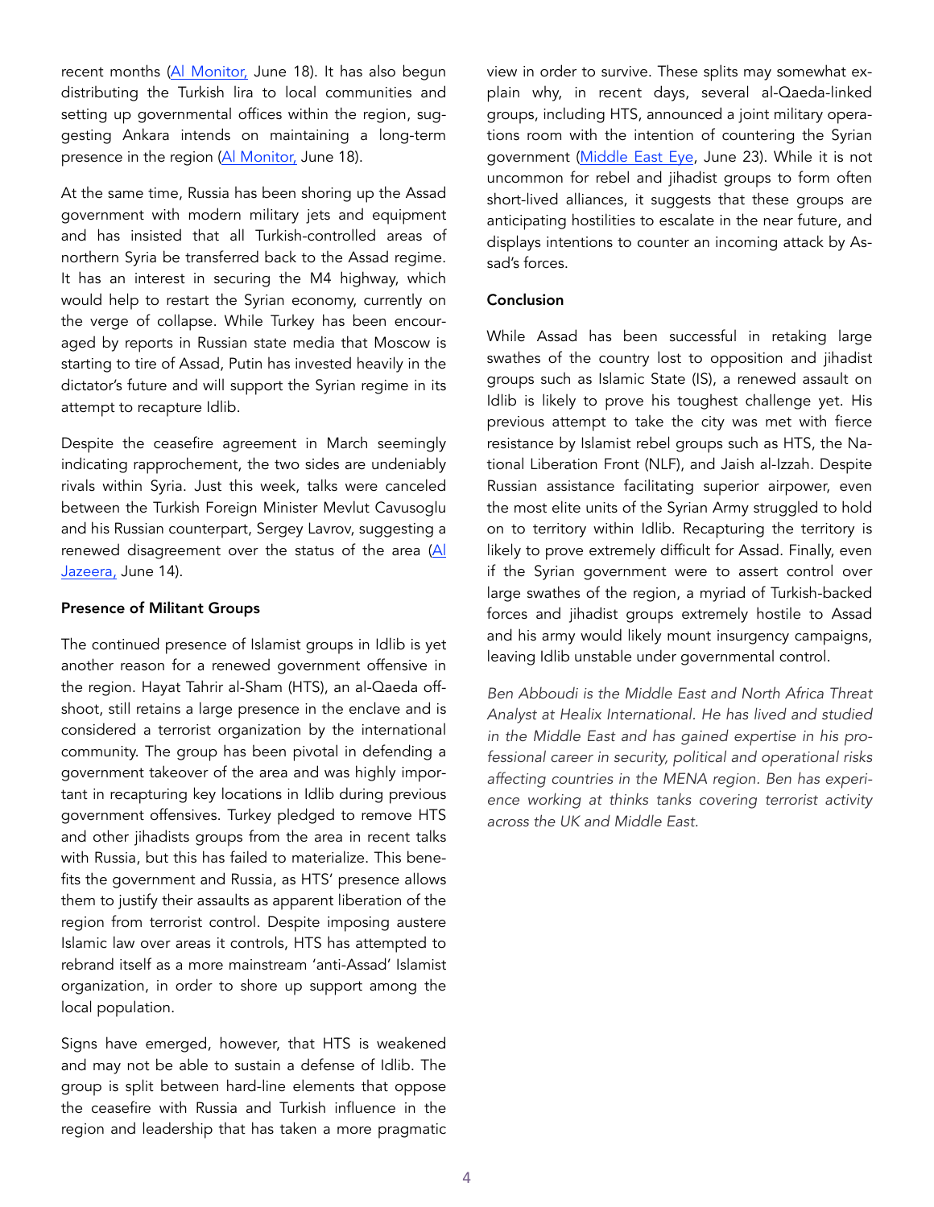recent months ([Al Monitor,](#) June 18). It has also begun distributing the Turkish lira to local communities and setting up governmental offices within the region, suggesting Ankara intends on maintaining a long-term presence in the region ([Al Monitor,](#) June 18).

At the same time, Russia has been shoring up the Assad government with modern military jets and equipment and has insisted that all Turkish-controlled areas of northern Syria be transferred back to the Assad regime. It has an interest in securing the M4 highway, which would help to restart the Syrian economy, currently on the verge of collapse. While Turkey has been encouraged by reports in Russian state media that Moscow is starting to tire of Assad, Putin has invested heavily in the dictator's future and will support the Syrian regime in its attempt to recapture Idlib.

Despite the ceasefire agreement in March seemingly indicating rapprochement, the two sides are undeniably rivals within Syria. Just this week, talks were canceled between the Turkish Foreign Minister Mevlut Cavusoglu and his Russian counterpart, Sergey Lavrov, suggesting a renewed disagreement over the status of the area ([Al Jazeera,](#) June 14).

**Presence of Militant Groups**

The continued presence of Islamist groups in Idlib is yet another reason for a renewed government offensive in the region. Hayat Tahrir al-Sham (HTS), an al-Qaeda offshoot, still retains a large presence in the enclave and is considered a terrorist organization by the international community. The group has been pivotal in defending a government takeover of the area and was highly important in recapturing key locations in Idlib during previous government offensives. Turkey pledged to remove HTS and other jihadists groups from the area in recent talks with Russia, but this has failed to materialize. This benefits the government and Russia, as HTS' presence allows them to justify their assaults as apparent liberation of the region from terrorist control. Despite imposing austere Islamic law over areas it controls, HTS has attempted to rebrand itself as a more mainstream 'anti-Assad' Islamist organization, in order to shore up support among the local population.

Signs have emerged, however, that HTS is weakened and may not be able to sustain a defense of Idlib. The group is split between hard-line elements that oppose the ceasefire with Russia and Turkish influence in the region and leadership that has taken a more pragmatic view in order to survive. These splits may somewhat explain why, in recent days, several al-Qaeda-linked groups, including HTS, announced a joint military operations room with the intention of countering the Syrian government ([Middle East Eye](#), June 23). While it is not uncommon for rebel and jihadist groups to form often short-lived alliances, it suggests that these groups are anticipating hostilities to escalate in the near future, and displays intentions to counter an incoming attack by Assad's forces.

**Conclusion**

While Assad has been successful in retaking large swathes of the country lost to opposition and jihadist groups such as Islamic State (IS), a renewed assault on Idlib is likely to prove his toughest challenge yet. His previous attempt to take the city was met with fierce resistance by Islamist rebel groups such as HTS, the National Liberation Front (NLF), and Jaish al-Izzah. Despite Russian assistance facilitating superior airpower, even the most elite units of the Syrian Army struggled to hold on to territory within Idlib. Recapturing the territory is likely to prove extremely difficult for Assad. Finally, even if the Syrian government were to assert control over large swathes of the region, a myriad of Turkish-backed forces and jihadist groups extremely hostile to Assad and his army would likely mount insurgency campaigns, leaving Idlib unstable under governmental control.

*Ben Abboudi is the Middle East and North Africa Threat Analyst at Healix International. He has lived and studied in the Middle East and has gained expertise in his professional career in security, political and operational risks affecting countries in the MENA region. Ben has experience working at thinks tanks covering terrorist activity across the UK and Middle East.*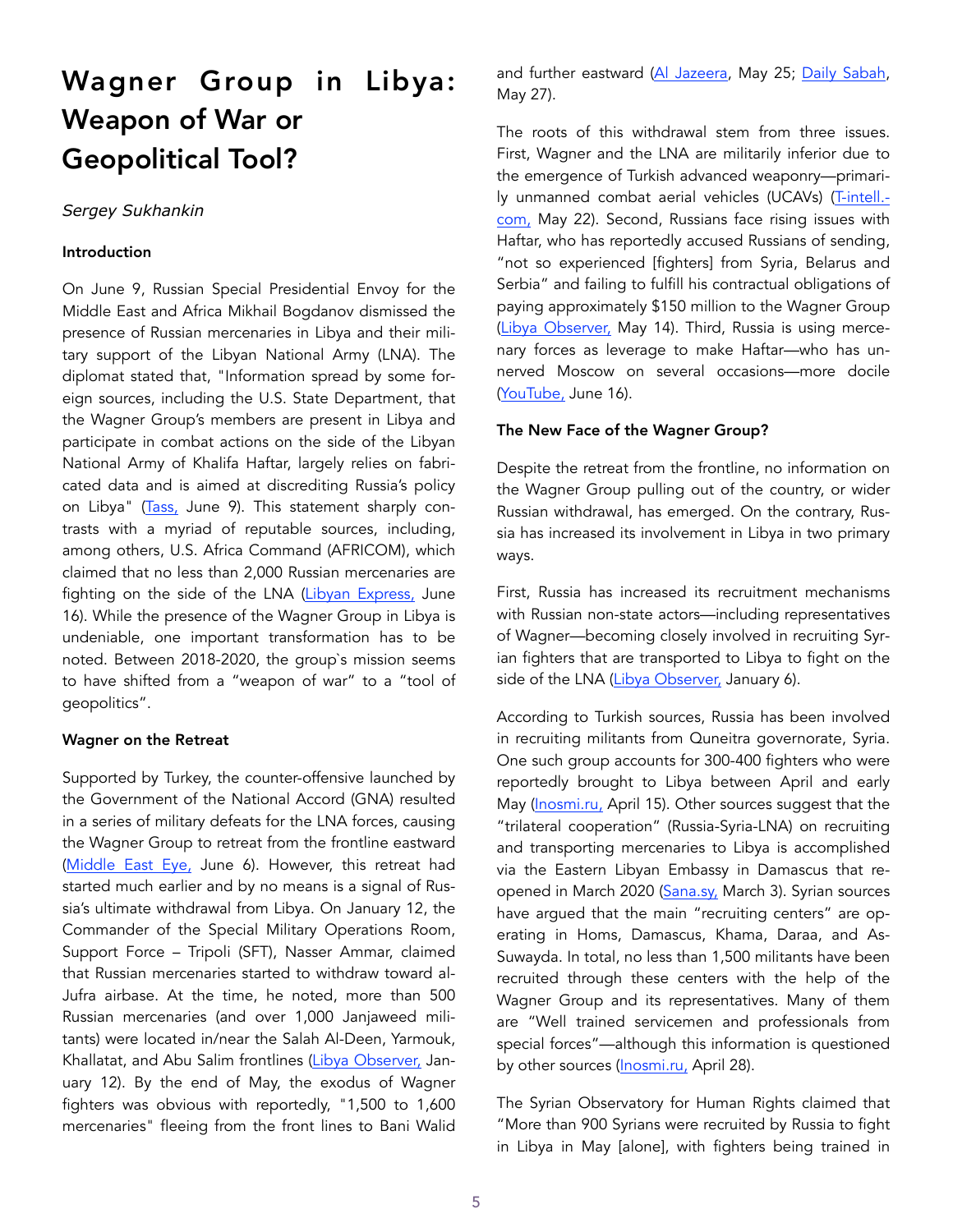# Wagner Group in Libya: Weapon of War or Geopolitical Tool?

*Sergey Sukhankin*

**Introduction**

On June 9, Russian Special Presidential Envoy for the Middle East and Africa Mikhail Bogdanov dismissed the presence of Russian mercenaries in Libya and their military support of the Libyan National Army (LNA). The diplomat stated that, "Information spread by some foreign sources, including the U.S. State Department, that the Wagner Group's members are present in Libya and participate in combat actions on the side of the Libyan National Army of Khalifa Haftar, largely relies on fabricated data and is aimed at discrediting Russia's policy on Libya" (Tass, June 9). This statement sharply contrasts with a myriad of reputable sources, including, among others, U.S. Africa Command (AFRICOM), which claimed that no less than 2,000 Russian mercenaries are fighting on the side of the LNA (Libyan Express, June 16). While the presence of the Wagner Group in Libya is undeniable, one important transformation has to be noted. Between 2018-2020, the group`s mission seems to have shifted from a "weapon of war" to a "tool of geopolitics".

**Wagner on the Retreat**

Supported by Turkey, the counter-offensive launched by the Government of the National Accord (GNA) resulted in a series of military defeats for the LNA forces, causing the Wagner Group to retreat from the frontline eastward (Middle East Eye, June 6). However, this retreat had started much earlier and by no means is a signal of Russia's ultimate withdrawal from Libya. On January 12, the Commander of the Special Military Operations Room, Support Force – Tripoli (SFT), Nasser Ammar, claimed that Russian mercenaries started to withdraw toward al-Jufra airbase. At the time, he noted, more than 500 Russian mercenaries (and over 1,000 Janjaweed militants) were located in/near the Salah Al-Deen, Yarmouk, Khallatat, and Abu Salim frontlines (Libya Observer, January 12). By the end of May, the exodus of Wagner fighters was obvious with reportedly, "1,500 to 1,600 mercenaries" fleeing from the front lines to Bani Walid and further eastward (Al Jazeera, May 25; Daily Sabah, May 27).

The roots of this withdrawal stem from three issues. First, Wagner and the LNA are militarily inferior due to the emergence of Turkish advanced weaponry—primarily unmanned combat aerial vehicles (UCAVs) (T-intell.com, May 22). Second, Russians face rising issues with Haftar, who has reportedly accused Russians of sending, "not so experienced [fighters] from Syria, Belarus and Serbia" and failing to fulfill his contractual obligations of paying approximately $150 million to the Wagner Group (Libya Observer, May 14). Third, Russia is using mercenary forces as leverage to make Haftar—who has unnerved Moscow on several occasions—more docile (YouTube, June 16).

**The New Face of the Wagner Group?**

Despite the retreat from the frontline, no information on the Wagner Group pulling out of the country, or wider Russian withdrawal, has emerged. On the contrary, Russia has increased its involvement in Libya in two primary ways.

First, Russia has increased its recruitment mechanisms with Russian non-state actors—including representatives of Wagner—becoming closely involved in recruiting Syrian fighters that are transported to Libya to fight on the side of the LNA (Libya Observer, January 6).

According to Turkish sources, Russia has been involved in recruiting militants from Quneitra governorate, Syria. One such group accounts for 300-400 fighters who were reportedly brought to Libya between April and early May (Inosmi.ru, April 15). Other sources suggest that the "trilateral cooperation" (Russia-Syria-LNA) on recruiting and transporting mercenaries to Libya is accomplished via the Eastern Libyan Embassy in Damascus that reopened in March 2020 (Sana.sy, March 3). Syrian sources have argued that the main "recruiting centers" are operating in Homs, Damascus, Khama, Daraa, and As-Suwayda. In total, no less than 1,500 militants have been recruited through these centers with the help of the Wagner Group and its representatives. Many of them are "Well trained servicemen and professionals from special forces"—although this information is questioned by other sources (Inosmi.ru, April 28).

The Syrian Observatory for Human Rights claimed that "More than 900 Syrians were recruited by Russia to fight in Libya in May [alone], with fighters being trained in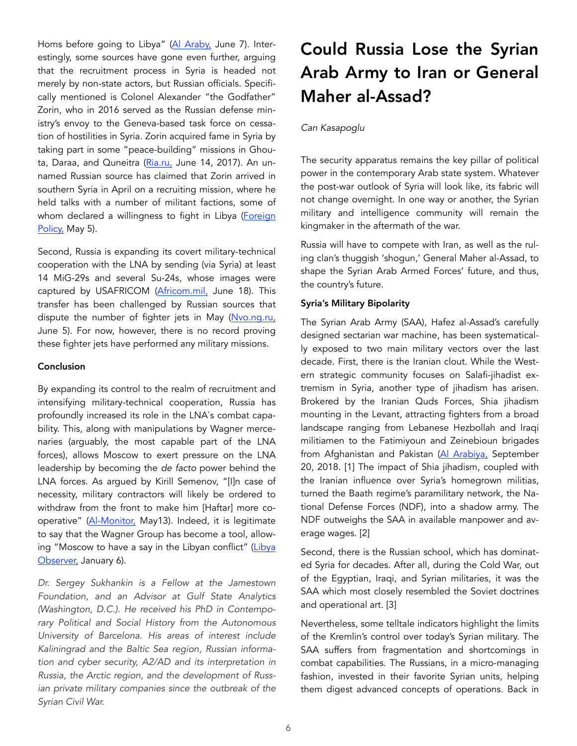Homs before going to Libya" (Al Araby, June 7). Interestingly, some sources have gone even further, arguing that the recruitment process in Syria is headed not merely by non-state actors, but Russian officials. Specifically mentioned is Colonel Alexander "the Godfather" Zorin, who in 2016 served as the Russian defense ministry's envoy to the Geneva-based task force on cessation of hostilities in Syria. Zorin acquired fame in Syria by taking part in some "peace-building" missions in Ghouta, Daraa, and Quneitra (Ria.ru, June 14, 2017). An unnamed Russian source has claimed that Zorin arrived in southern Syria in April on a recruiting mission, where he held talks with a number of militant factions, some of whom declared a willingness to fight in Libya (Foreign Policy, May 5).

Second, Russia is expanding its covert military-technical cooperation with the LNA by sending (via Syria) at least 14 MiG-29s and several Su-24s, whose images were captured by USAFRICOM (Africom.mil, June 18). This transfer has been challenged by Russian sources that dispute the number of fighter jets in May (Nvo.ng.ru, June 5). For now, however, there is no record proving these fighter jets have performed any military missions.

**Conclusion**

By expanding its control to the realm of recruitment and intensifying military-technical cooperation, Russia has profoundly increased its role in the LNA`s combat capability. This, along with manipulations by Wagner mercenaries (arguably, the most capable part of the LNA forces), allows Moscow to exert pressure on the LNA leadership by becoming the *de facto* power behind the LNA forces. As argued by Kirill Semenov, "[I]n case of necessity, military contractors will likely be ordered to withdraw from the front to make him [Haftar] more cooperative" (Al-Monitor, May13). Indeed, it is legitimate to say that the Wagner Group has become a tool, allowing "Moscow to have a say in the Libyan conflict" (Libya Observer, January 6).

*Dr. Sergey Sukhankin is a Fellow at the Jamestown Foundation, and an Advisor at Gulf State Analytics (Washington, D.C.). He received his PhD in Contemporary Political and Social History from the Autonomous University of Barcelona. His areas of interest include Kaliningrad and the Baltic Sea region, Russian information and cyber security, A2/AD and its interpretation in Russia, the Arctic region, and the development of Russian private military companies since the outbreak of the Syrian Civil War.*

# Could Russia Lose the Syrian Arab Army to Iran or General Maher al-Assad?

*Can Kasapoglu*

The security apparatus remains the key pillar of political power in the contemporary Arab state system. Whatever the post-war outlook of Syria will look like, its fabric will not change overnight. In one way or another, the Syrian military and intelligence community will remain the kingmaker in the aftermath of the war.

Russia will have to compete with Iran, as well as the ruling clan's thuggish 'shogun,' General Maher al-Assad, to shape the Syrian Arab Armed Forces' future, and thus, the country's future.

**Syria's Military Bipolarity**

The Syrian Arab Army (SAA), Hafez al-Assad's carefully designed sectarian war machine, has been systematically exposed to two main military vectors over the last decade. First, there is the Iranian clout. While the Western strategic community focuses on Salafi-jihadist extremism in Syria, another type of jihadism has arisen. Brokered by the Iranian Quds Forces, Shia jihadism mounting in the Levant, attracting fighters from a broad landscape ranging from Lebanese Hezbollah and Iraqi militiamen to the Fatimiyoun and Zeinebioun brigades from Afghanistan and Pakistan (Al Arabiya, September 20, 2018. [1] The impact of Shia jihadism, coupled with the Iranian influence over Syria's homegrown militias, turned the Baath regime's paramilitary network, the National Defense Forces (NDF), into a shadow army. The NDF outweighs the SAA in available manpower and average wages. [2]

Second, there is the Russian school, which has dominated Syria for decades. After all, during the Cold War, out of the Egyptian, Iraqi, and Syrian militaries, it was the SAA which most closely resembled the Soviet doctrines and operational art. [3]

Nevertheless, some telltale indicators highlight the limits of the Kremlin's control over today's Syrian military. The SAA suffers from fragmentation and shortcomings in combat capabilities. The Russians, in a micro-managing fashion, invested in their favorite Syrian units, helping them digest advanced concepts of operations. Back in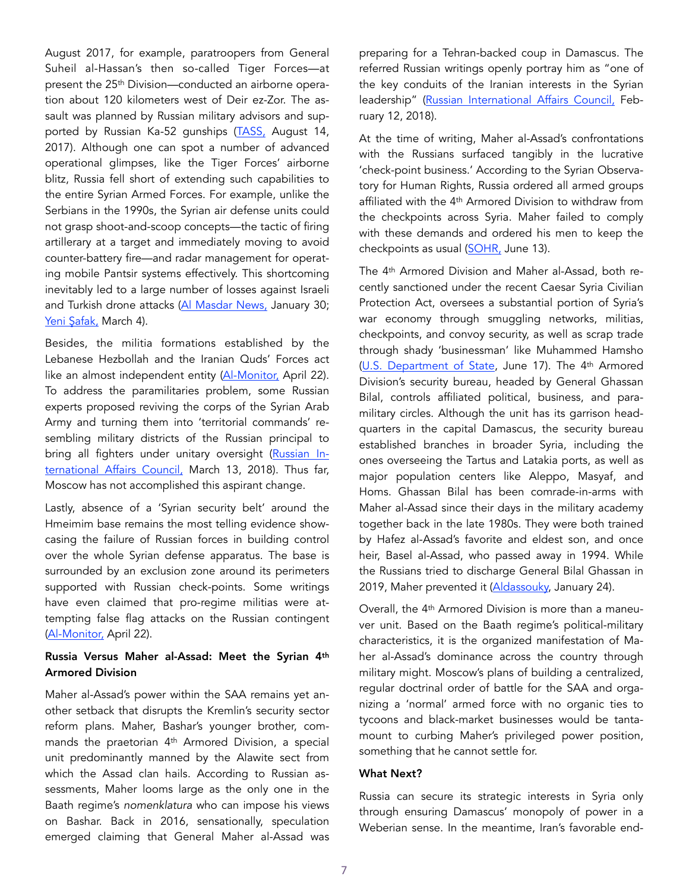August 2017, for example, paratroopers from General Suheil al-Hassan's then so-called Tiger Forces—at present the 25th Division—conducted an airborne operation about 120 kilometers west of Deir ez-Zor. The assault was planned by Russian military advisors and supported by Russian Ka-52 gunships (TASS, August 14, 2017). Although one can spot a number of advanced operational glimpses, like the Tiger Forces' airborne blitz, Russia fell short of extending such capabilities to the entire Syrian Armed Forces. For example, unlike the Serbians in the 1990s, the Syrian air defense units could not grasp shoot-and-scoop concepts—the tactic of firing artillerary at a target and immediately moving to avoid counter-battery fire—and radar management for operating mobile Pantsir systems effectively. This shortcoming inevitably led to a large number of losses against Israeli and Turkish drone attacks (Al Masdar News, January 30; Yeni Şafak, March 4).

Besides, the militia formations established by the Lebanese Hezbollah and the Iranian Quds' Forces act like an almost independent entity (Al-Monitor, April 22). To address the paramilitaries problem, some Russian experts proposed reviving the corps of the Syrian Arab Army and turning them into 'territorial commands' resembling military districts of the Russian principal to bring all fighters under unitary oversight (Russian International Affairs Council, March 13, 2018). Thus far, Moscow has not accomplished this aspirant change.

Lastly, absence of a 'Syrian security belt' around the Hmeimim base remains the most telling evidence showcasing the failure of Russian forces in building control over the whole Syrian defense apparatus. The base is surrounded by an exclusion zone around its perimeters supported with Russian check-points. Some writings have even claimed that pro-regime militias were attempting false flag attacks on the Russian contingent (Al-Monitor, April 22).

**Russia Versus Maher al-Assad: Meet the Syrian 4th Armored Division**

Maher al-Assad's power within the SAA remains yet another setback that disrupts the Kremlin's security sector reform plans. Maher, Bashar's younger brother, commands the praetorian 4th Armored Division, a special unit predominantly manned by the Alawite sect from which the Assad clan hails. According to Russian assessments, Maher looms large as the only one in the Baath regime's *nomenklatura* who can impose his views on Bashar. Back in 2016, sensationally, speculation emerged claiming that General Maher al-Assad was preparing for a Tehran-backed coup in Damascus. The referred Russian writings openly portray him as "one of the key conduits of the Iranian interests in the Syrian leadership" (Russian International Affairs Council, February 12, 2018).

At the time of writing, Maher al-Assad's confrontations with the Russians surfaced tangibly in the lucrative 'check-point business.' According to the Syrian Observatory for Human Rights, Russia ordered all armed groups affiliated with the 4th Armored Division to withdraw from the checkpoints across Syria. Maher failed to comply with these demands and ordered his men to keep the checkpoints as usual (SOHR, June 13).

The 4th Armored Division and Maher al-Assad, both recently sanctioned under the recent Caesar Syria Civilian Protection Act, oversees a substantial portion of Syria's war economy through smuggling networks, militias, checkpoints, and convoy security, as well as scrap trade through shady 'businessman' like Muhammed Hamsho (U.S. Department of State, June 17). The 4th Armored Division's security bureau, headed by General Ghassan Bilal, controls affiliated political, business, and paramilitary circles. Although the unit has its garrison headquarters in the capital Damascus, the security bureau established branches in broader Syria, including the ones overseeing the Tartus and Latakia ports, as well as major population centers like Aleppo, Masyaf, and Homs. Ghassan Bilal has been comrade-in-arms with Maher al-Assad since their days in the military academy together back in the late 1980s. They were both trained by Hafez al-Assad's favorite and eldest son, and once heir, Basel al-Assad, who passed away in 1994. While the Russians tried to discharge General Bilal Ghassan in 2019, Maher prevented it (Aldassouky, January 24).

Overall, the 4th Armored Division is more than a maneuver unit. Based on the Baath regime's political-military characteristics, it is the organized manifestation of Maher al-Assad's dominance across the country through military might. Moscow's plans of building a centralized, regular doctrinal order of battle for the SAA and organizing a 'normal' armed force with no organic ties to tycoons and black-market businesses would be tantamount to curbing Maher's privileged power position, something that he cannot settle for.

**What Next?**

Russia can secure its strategic interests in Syria only through ensuring Damascus' monopoly of power in a Weberian sense. In the meantime, Iran's favorable end-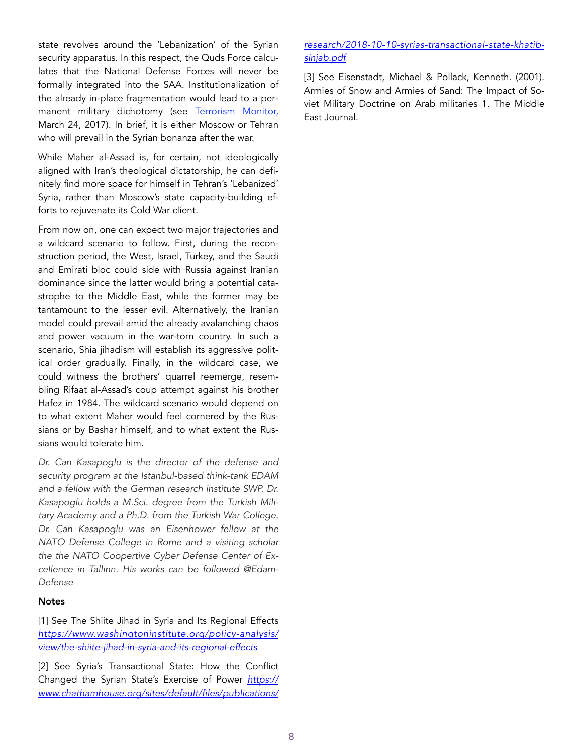state revolves around the 'Lebanization' of the Syrian security apparatus. In this respect, the Quds Force calculates that the National Defense Forces will never be formally integrated into the SAA. Institutionalization of the already in-place fragmentation would lead to a permanent military dichotomy (see [Terrorism Monitor,](#) March 24, 2017). In brief, it is either Moscow or Tehran who will prevail in the Syrian bonanza after the war.

While Maher al-Assad is, for certain, not ideologically aligned with Iran's theological dictatorship, he can definitely find more space for himself in Tehran's 'Lebanized' Syria, rather than Moscow's state capacity-building efforts to rejuvenate its Cold War client.

From now on, one can expect two major trajectories and a wildcard scenario to follow. First, during the reconstruction period, the West, Israel, Turkey, and the Saudi and Emirati bloc could side with Russia against Iranian dominance since the latter would bring a potential catastrophe to the Middle East, while the former may be tantamount to the lesser evil. Alternatively, the Iranian model could prevail amid the already avalanching chaos and power vacuum in the war-torn country. In such a scenario, Shia jihadism will establish its aggressive political order gradually. Finally, in the wildcard case, we could witness the brothers' quarrel reemerge, resembling Rifaat al-Assad's coup attempt against his brother Hafez in 1984. The wildcard scenario would depend on to what extent Maher would feel cornered by the Russians or by Bashar himself, and to what extent the Russians would tolerate him.

*Dr. Can Kasapoglu is the director of the defense and security program at the Istanbul-based think-tank EDAM and a fellow with the German research institute SWP. Dr. Kasapoglu holds a M.Sci. degree from the Turkish Military Academy and a Ph.D. from the Turkish War College. Dr. Can Kasapoglu was an Eisenhower fellow at the NATO Defense College in Rome and a visiting scholar the the NATO Coopertive Cyber Defense Center of Excellence in Tallinn. His works can be followed @EdamDefense*

**Notes**

[1] See The Shiite Jihad in Syria and Its Regional Effects *https://www.washingtoninstitute.org/policy-analysis/view/the-shiite-jihad-in-syria-and-its-regional-effects*

[2] See Syria's Transactional State: How the Conflict Changed the Syrian State's Exercise of Power *https://www.chathamhouse.org/sites/default/files/publications/research/2018-10-10-syrias-transactional-state-khatib-sinjab.pdf*

[3] See Eisenstadt, Michael & Pollack, Kenneth. (2001). Armies of Snow and Armies of Sand: The Impact of Soviet Military Doctrine on Arab militaries 1. The Middle East Journal.